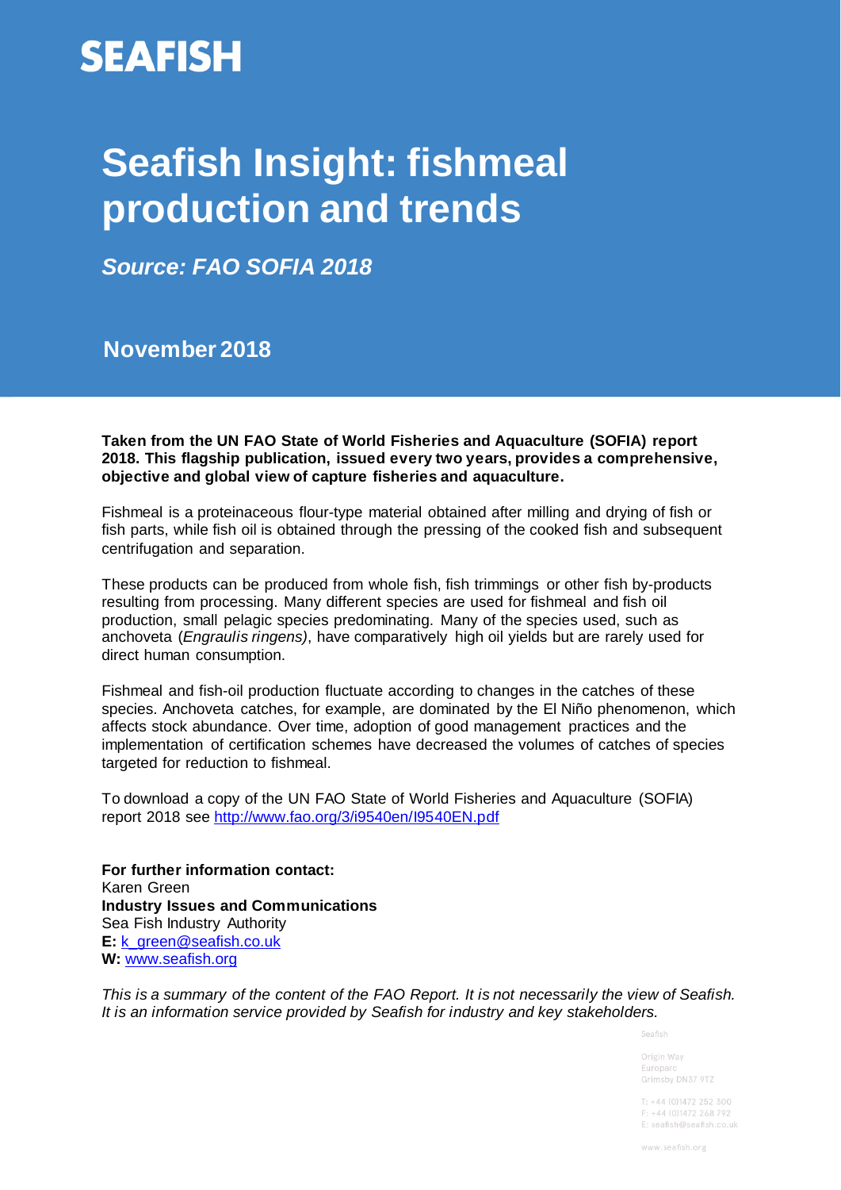SEAFISH

# Seafish Insight: fishmeal production and trends

***Source: FAO SOFIA 2018***

**November 2018**

**Taken from the UN FAO State of World Fisheries and Aquaculture (SOFIA) report 2018. This flagship publication, issued every two years, provides a comprehensive, objective and global view of capture fisheries and aquaculture.**

Fishmeal is a proteinaceous flour-type material obtained after milling and drying of fish or fish parts, while fish oil is obtained through the pressing of the cooked fish and subsequent centrifugation and separation.

These products can be produced from whole fish, fish trimmings or other fish by-products resulting from processing. Many different species are used for fishmeal and fish oil production, small pelagic species predominating. Many of the species used, such as anchoveta (*Engraulis ringens)*, have comparatively high oil yields but are rarely used for direct human consumption.

Fishmeal and fish-oil production fluctuate according to changes in the catches of these species. Anchoveta catches, for example, are dominated by the El Niño phenomenon, which affects stock abundance. Over time, adoption of good management practices and the implementation of certification schemes have decreased the volumes of catches of species targeted for reduction to fishmeal.

To download a copy of the UN FAO State of World Fisheries and Aquaculture (SOFIA) report 2018 see http://www.fao.org/3/i9540en/I9540EN.pdf

**For further information contact:**
Karen Green
**Industry Issues and Communications**
Sea Fish Industry Authority
**E:** k_green@seafish.co.uk
**W:** www.seafish.org

*This is a summary of the content of the FAO Report. It is not necessarily the view of Seafish. It is an information service provided by Seafish for industry and key stakeholders.*

Seafish

Origin Way
Europarc
Grimsby DN37 9TZ

T: +44 (0)1472 252 300
F: +44 (0)1472 268 792
E: seafish@seafish.co.uk

www.seafish.org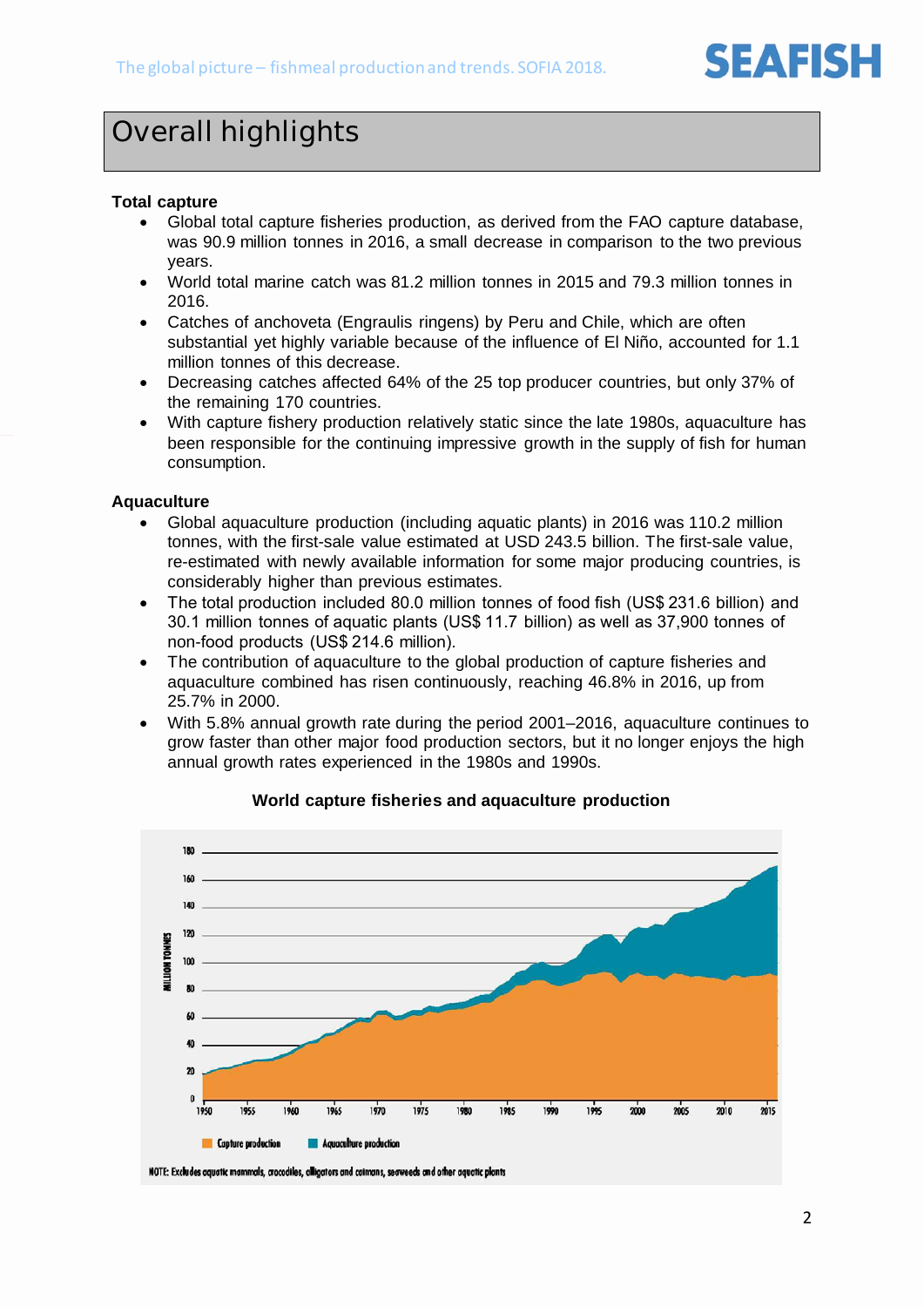# Overall highlights

**Total capture**

- Global total capture fisheries production, as derived from the FAO capture database, was 90.9 million tonnes in 2016, a small decrease in comparison to the two previous years.
- World total marine catch was 81.2 million tonnes in 2015 and 79.3 million tonnes in 2016.
- Catches of anchoveta (Engraulis ringens) by Peru and Chile, which are often substantial yet highly variable because of the influence of El Niño, accounted for 1.1 million tonnes of this decrease.
- Decreasing catches affected 64% of the 25 top producer countries, but only 37% of the remaining 170 countries.
- With capture fishery production relatively static since the late 1980s, aquaculture has been responsible for the continuing impressive growth in the supply of fish for human consumption.

**Aquaculture**

- Global aquaculture production (including aquatic plants) in 2016 was 110.2 million tonnes, with the first-sale value estimated at USD 243.5 billion. The first-sale value, re-estimated with newly available information for some major producing countries, is considerably higher than previous estimates.
- The total production included 80.0 million tonnes of food fish (US$ 231.6 billion) and 30.1 million tonnes of aquatic plants (US$ 11.7 billion) as well as 37,900 tonnes of non-food products (US$ 214.6 million).
- The contribution of aquaculture to the global production of capture fisheries and aquaculture combined has risen continuously, reaching 46.8% in 2016, up from 25.7% in 2000.
- With 5.8% annual growth rate during the period 2001–2016, aquaculture continues to grow faster than other major food production sectors, but it no longer enjoys the high annual growth rates experienced in the 1980s and 1990s.

**World capture fisheries and aquaculture production**

NOTE: Excludes aquatic mammals, crocodiles, alligators and caimans, seaweeds and other aquatic plants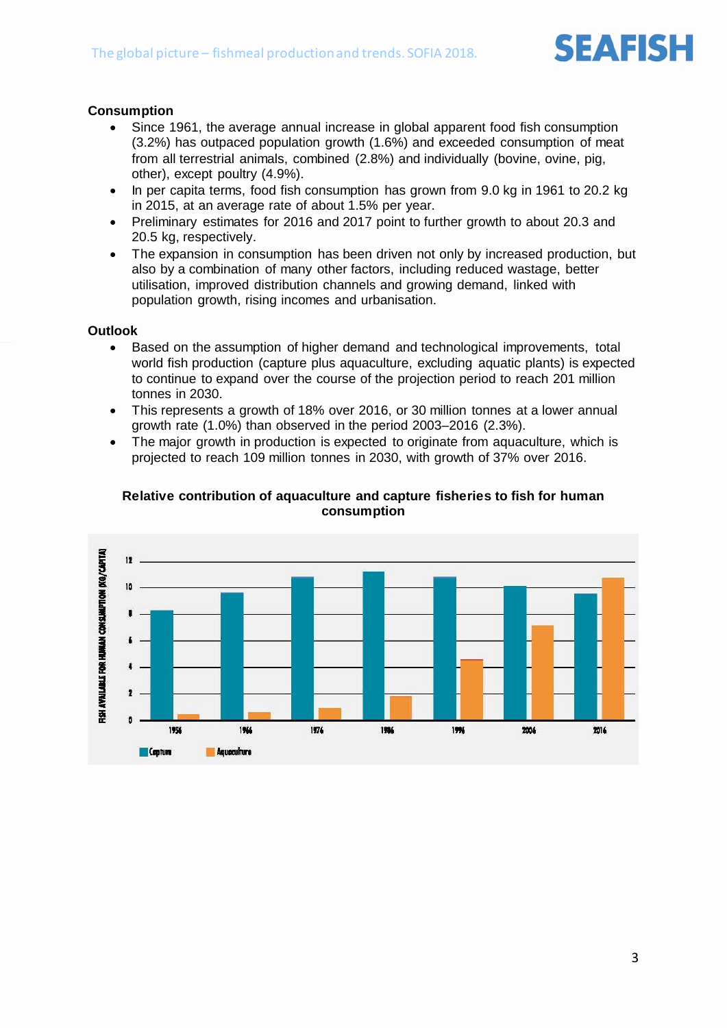### Consumption

- Since 1961, the average annual increase in global apparent food fish consumption (3.2%) has outpaced population growth (1.6%) and exceeded consumption of meat from all terrestrial animals, combined (2.8%) and individually (bovine, ovine, pig, other), except poultry (4.9%).
- In per capita terms, food fish consumption has grown from 9.0 kg in 1961 to 20.2 kg in 2015, at an average rate of about 1.5% per year.
- Preliminary estimates for 2016 and 2017 point to further growth to about 20.3 and 20.5 kg, respectively.
- The expansion in consumption has been driven not only by increased production, but also by a combination of many other factors, including reduced wastage, better utilisation, improved distribution channels and growing demand, linked with population growth, rising incomes and urbanisation.

### Outlook

- Based on the assumption of higher demand and technological improvements, total world fish production (capture plus aquaculture, excluding aquatic plants) is expected to continue to expand over the course of the projection period to reach 201 million tonnes in 2030.
- This represents a growth of 18% over 2016, or 30 million tonnes at a lower annual growth rate (1.0%) than observed in the period 2003–2016 (2.3%).
- The major growth in production is expected to originate from aquaculture, which is projected to reach 109 million tonnes in 2030, with growth of 37% over 2016.

**Relative contribution of aquaculture and capture fisheries to fish for human consumption**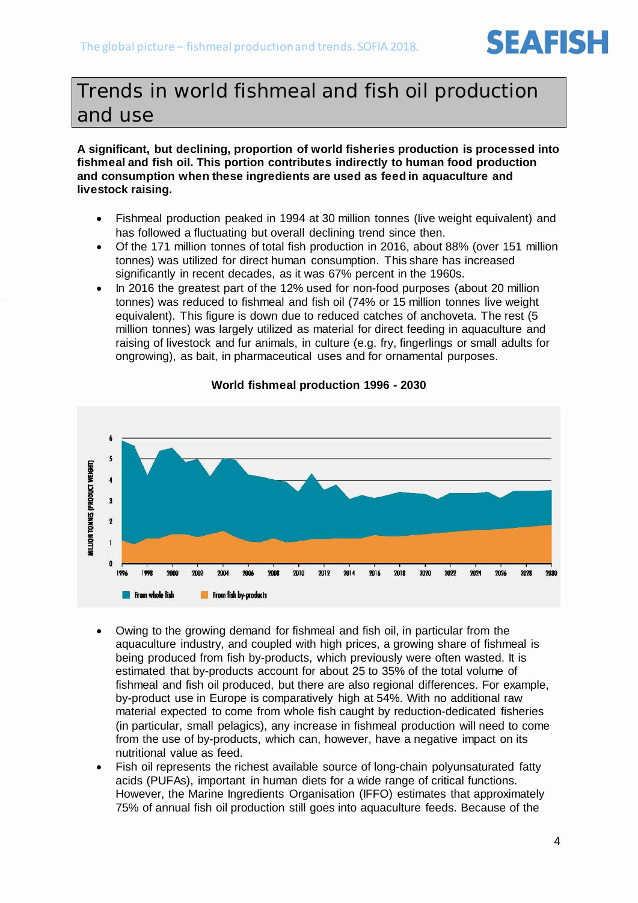# Trends in world fishmeal and fish oil production and use

**A significant, but declining, proportion of world fisheries production is processed into fishmeal and fish oil. This portion contributes indirectly to human food production and consumption when these ingredients are used as feed in aquaculture and livestock raising.**

- Fishmeal production peaked in 1994 at 30 million tonnes (live weight equivalent) and has followed a fluctuating but overall declining trend since then.
- Of the 171 million tonnes of total fish production in 2016, about 88% (over 151 million tonnes) was utilized for direct human consumption. This share has increased significantly in recent decades, as it was 67% percent in the 1960s.
- In 2016 the greatest part of the 12% used for non-food purposes (about 20 million tonnes) was reduced to fishmeal and fish oil (74% or 15 million tonnes live weight equivalent). This figure is down due to reduced catches of anchoveta. The rest (5 million tonnes) was largely utilized as material for direct feeding in aquaculture and raising of livestock and fur animals, in culture (e.g. fry, fingerlings or small adults for ongrowing), as bait, in pharmaceutical uses and for ornamental purposes.

**World fishmeal production 1996 - 2030**

- Owing to the growing demand for fishmeal and fish oil, in particular from the aquaculture industry, and coupled with high prices, a growing share of fishmeal is being produced from fish by-products, which previously were often wasted. It is estimated that by-products account for about 25 to 35% of the total volume of fishmeal and fish oil produced, but there are also regional differences. For example, by-product use in Europe is comparatively high at 54%. With no additional raw material expected to come from whole fish caught by reduction-dedicated fisheries (in particular, small pelagics), any increase in fishmeal production will need to come from the use of by-products, which can, however, have a negative impact on its nutritional value as feed.
- Fish oil represents the richest available source of long-chain polyunsaturated fatty acids (PUFAs), important in human diets for a wide range of critical functions. However, the Marine Ingredients Organisation (IFFO) estimates that approximately 75% of annual fish oil production still goes into aquaculture feeds. Because of the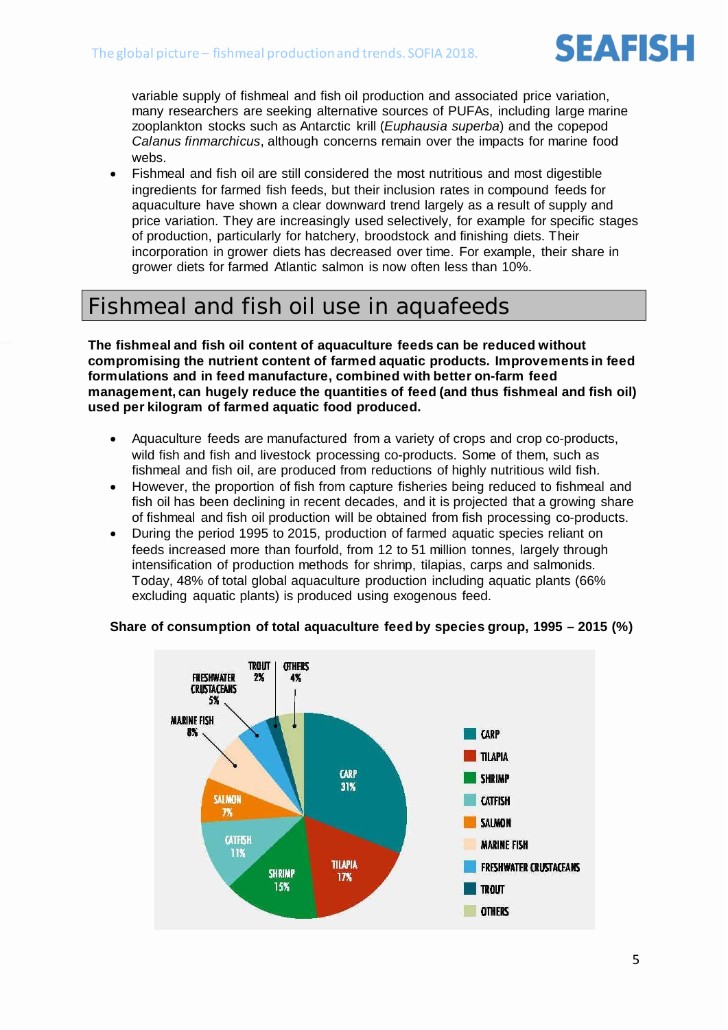variable supply of fishmeal and fish oil production and associated price variation, many researchers are seeking alternative sources of PUFAs, including large marine zooplankton stocks such as Antarctic krill (*Euphausia superba*) and the copepod *Calanus finmarchicus*, although concerns remain over the impacts for marine food webs.

- Fishmeal and fish oil are still considered the most nutritious and most digestible ingredients for farmed fish feeds, but their inclusion rates in compound feeds for aquaculture have shown a clear downward trend largely as a result of supply and price variation. They are increasingly used selectively, for example for specific stages of production, particularly for hatchery, broodstock and finishing diets. Their incorporation in grower diets has decreased over time. For example, their share in grower diets for farmed Atlantic salmon is now often less than 10%.

## Fishmeal and fish oil use in aquafeeds

**The fishmeal and fish oil content of aquaculture feeds can be reduced without compromising the nutrient content of farmed aquatic products. Improvements in feed formulations and in feed manufacture, combined with better on-farm feed management, can hugely reduce the quantities of feed (and thus fishmeal and fish oil) used per kilogram of farmed aquatic food produced.**

- Aquaculture feeds are manufactured from a variety of crops and crop co-products, wild fish and fish and livestock processing co-products. Some of them, such as fishmeal and fish oil, are produced from reductions of highly nutritious wild fish.
- However, the proportion of fish from capture fisheries being reduced to fishmeal and fish oil has been declining in recent decades, and it is projected that a growing share of fishmeal and fish oil production will be obtained from fish processing co-products.
- During the period 1995 to 2015, production of farmed aquatic species reliant on feeds increased more than fourfold, from 12 to 51 million tonnes, largely through intensification of production methods for shrimp, tilapias, carps and salmonids. Today, 48% of total global aquaculture production including aquatic plants (66% excluding aquatic plants) is produced using exogenous feed.

**Share of consumption of total aquaculture feed by species group, 1995 – 2015 (%)**

| Species group | Share (%) |
|---|---|
| Carp | 31% |
| Tilapia | 17% |
| Shrimp | 15% |
| Catfish | 11% |
| Salmon | 7% |
| Marine fish | 8% |
| Freshwater crustaceans | 5% |
| Trout | 2% |
| Others | 4% |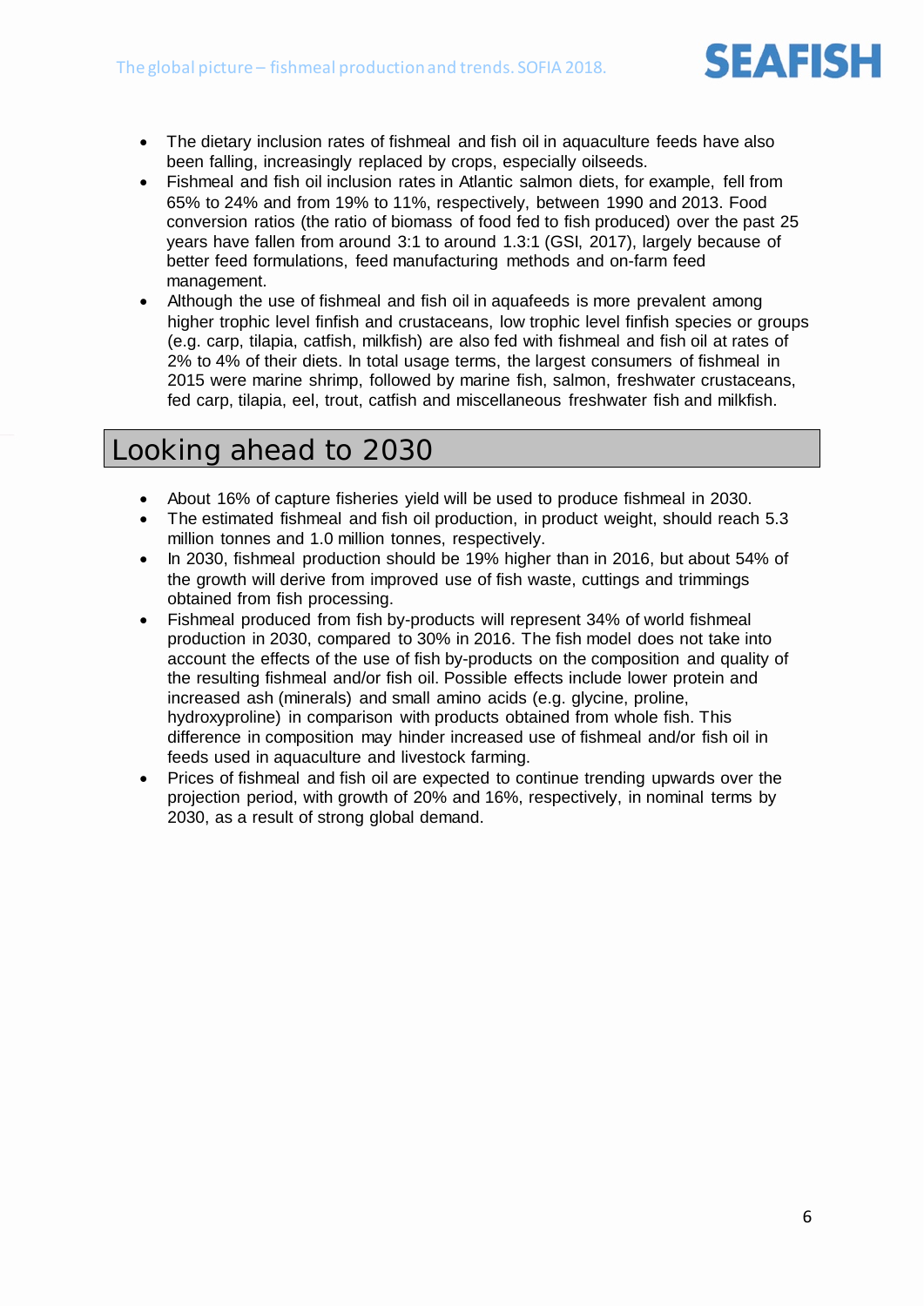- The dietary inclusion rates of fishmeal and fish oil in aquaculture feeds have also been falling, increasingly replaced by crops, especially oilseeds.
- Fishmeal and fish oil inclusion rates in Atlantic salmon diets, for example, fell from 65% to 24% and from 19% to 11%, respectively, between 1990 and 2013. Food conversion ratios (the ratio of biomass of food fed to fish produced) over the past 25 years have fallen from around 3:1 to around 1.3:1 (GSI, 2017), largely because of better feed formulations, feed manufacturing methods and on-farm feed management.
- Although the use of fishmeal and fish oil in aquafeeds is more prevalent among higher trophic level finfish and crustaceans, low trophic level finfish species or groups (e.g. carp, tilapia, catfish, milkfish) are also fed with fishmeal and fish oil at rates of 2% to 4% of their diets. In total usage terms, the largest consumers of fishmeal in 2015 were marine shrimp, followed by marine fish, salmon, freshwater crustaceans, fed carp, tilapia, eel, trout, catfish and miscellaneous freshwater fish and milkfish.

## Looking ahead to 2030

- About 16% of capture fisheries yield will be used to produce fishmeal in 2030.
- The estimated fishmeal and fish oil production, in product weight, should reach 5.3 million tonnes and 1.0 million tonnes, respectively.
- In 2030, fishmeal production should be 19% higher than in 2016, but about 54% of the growth will derive from improved use of fish waste, cuttings and trimmings obtained from fish processing.
- Fishmeal produced from fish by-products will represent 34% of world fishmeal production in 2030, compared to 30% in 2016. The fish model does not take into account the effects of the use of fish by-products on the composition and quality of the resulting fishmeal and/or fish oil. Possible effects include lower protein and increased ash (minerals) and small amino acids (e.g. glycine, proline, hydroxyproline) in comparison with products obtained from whole fish. This difference in composition may hinder increased use of fishmeal and/or fish oil in feeds used in aquaculture and livestock farming.
- Prices of fishmeal and fish oil are expected to continue trending upwards over the projection period, with growth of 20% and 16%, respectively, in nominal terms by 2030, as a result of strong global demand.